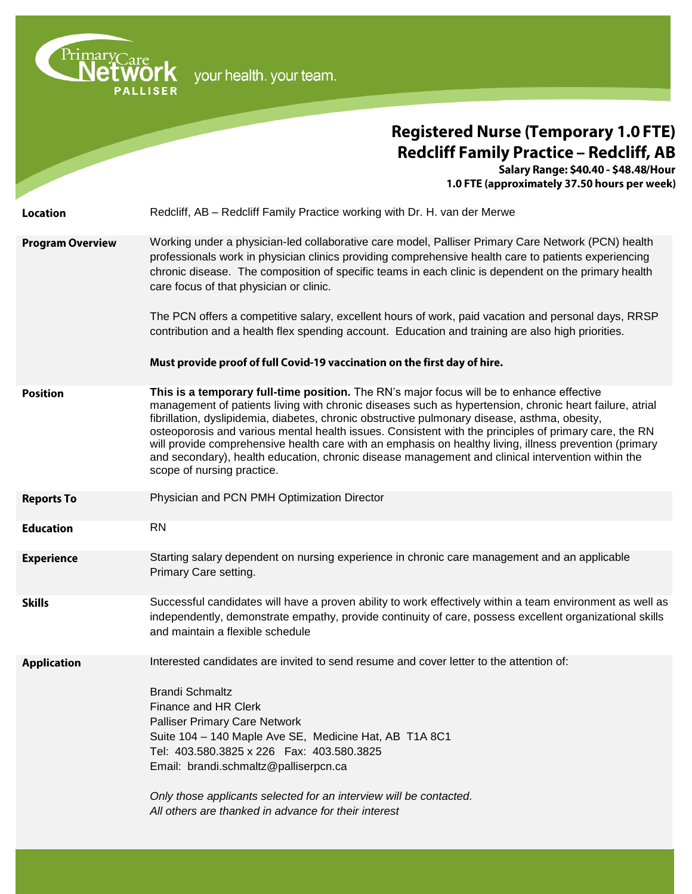Primary Care Network PALLISER — your health. your team.

# Registered Nurse (Temporary 1.0 FTE)
## Redcliff Family Practice – Redcliff, AB

**Salary Range: $40.40 - $48.48/Hour**
**1.0 FTE (approximately 37.50 hours per week)**

| | |
|---|---|
| **Location** | Redcliff, AB – Redcliff Family Practice working with Dr. H. van der Merwe |
| **Program Overview** | Working under a physician-led collaborative care model, Palliser Primary Care Network (PCN) health professionals work in physician clinics providing comprehensive health care to patients experiencing chronic disease. The composition of specific teams in each clinic is dependent on the primary health care focus of that physician or clinic.<br><br>The PCN offers a competitive salary, excellent hours of work, paid vacation and personal days, RRSP contribution and a health flex spending account. Education and training are also high priorities.<br><br>**Must provide proof of full Covid-19 vaccination on the first day of hire.** |
| **Position** | **This is a temporary full-time position.** The RN's major focus will be to enhance effective management of patients living with chronic diseases such as hypertension, chronic heart failure, atrial fibrillation, dyslipidemia, diabetes, chronic obstructive pulmonary disease, asthma, obesity, osteoporosis and various mental health issues. Consistent with the principles of primary care, the RN will provide comprehensive health care with an emphasis on healthy living, illness prevention (primary and secondary), health education, chronic disease management and clinical intervention within the scope of nursing practice. |
| **Reports To** | Physician and PCN PMH Optimization Director |
| **Education** | RN |
| **Experience** | Starting salary dependent on nursing experience in chronic care management and an applicable Primary Care setting. |
| **Skills** | Successful candidates will have a proven ability to work effectively within a team environment as well as independently, demonstrate empathy, provide continuity of care, possess excellent organizational skills and maintain a flexible schedule |
| **Application** | Interested candidates are invited to send resume and cover letter to the attention of:<br><br>Brandi Schmaltz<br>Finance and HR Clerk<br>Palliser Primary Care Network<br>Suite 104 – 140 Maple Ave SE, Medicine Hat, AB T1A 8C1<br>Tel: 403.580.3825 x 226 Fax: 403.580.3825<br>Email: brandi.schmaltz@palliserpcn.ca<br><br>*Only those applicants selected for an interview will be contacted.*<br>*All others are thanked in advance for their interest* |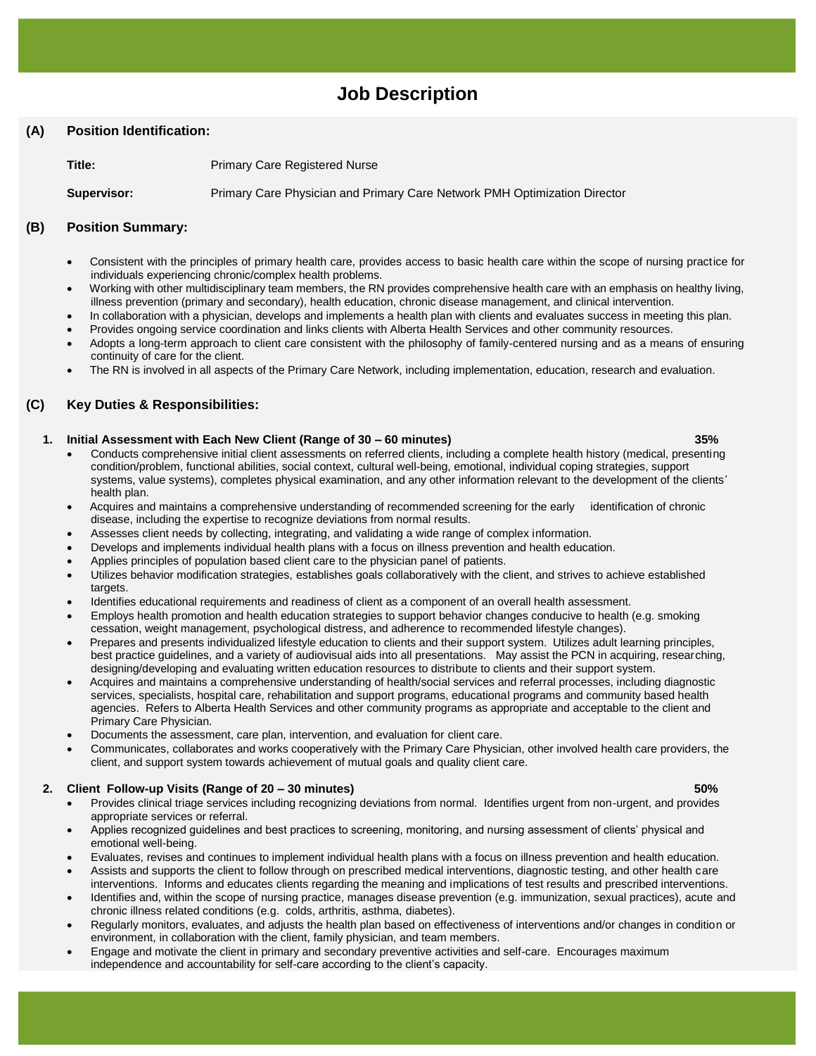# Job Description

## (A) Position Identification:

**Title:** Primary Care Registered Nurse

**Supervisor:** Primary Care Physician and Primary Care Network PMH Optimization Director

## (B) Position Summary:

- Consistent with the principles of primary health care, provides access to basic health care within the scope of nursing practice for individuals experiencing chronic/complex health problems.
- Working with other multidisciplinary team members, the RN provides comprehensive health care with an emphasis on healthy living, illness prevention (primary and secondary), health education, chronic disease management, and clinical intervention.
- In collaboration with a physician, develops and implements a health plan with clients and evaluates success in meeting this plan.
- Provides ongoing service coordination and links clients with Alberta Health Services and other community resources.
- Adopts a long-term approach to client care consistent with the philosophy of family-centered nursing and as a means of ensuring continuity of care for the client.
- The RN is involved in all aspects of the Primary Care Network, including implementation, education, research and evaluation.

## (C) Key Duties & Responsibilities:

### 1. Initial Assessment with Each New Client (Range of 30 – 60 minutes) 35%

- Conducts comprehensive initial client assessments on referred clients, including a complete health history (medical, presenting condition/problem, functional abilities, social context, cultural well-being, emotional, individual coping strategies, support systems, value systems), completes physical examination, and any other information relevant to the development of the clients' health plan.
- Acquires and maintains a comprehensive understanding of recommended screening for the early identification of chronic disease, including the expertise to recognize deviations from normal results.
- Assesses client needs by collecting, integrating, and validating a wide range of complex information.
- Develops and implements individual health plans with a focus on illness prevention and health education.
- Applies principles of population based client care to the physician panel of patients.
- Utilizes behavior modification strategies, establishes goals collaboratively with the client, and strives to achieve established targets.
- Identifies educational requirements and readiness of client as a component of an overall health assessment.
- Employs health promotion and health education strategies to support behavior changes conducive to health (e.g. smoking cessation, weight management, psychological distress, and adherence to recommended lifestyle changes).
- Prepares and presents individualized lifestyle education to clients and their support system. Utilizes adult learning principles, best practice guidelines, and a variety of audiovisual aids into all presentations. May assist the PCN in acquiring, researching, designing/developing and evaluating written education resources to distribute to clients and their support system.
- Acquires and maintains a comprehensive understanding of health/social services and referral processes, including diagnostic services, specialists, hospital care, rehabilitation and support programs, educational programs and community based health agencies. Refers to Alberta Health Services and other community programs as appropriate and acceptable to the client and Primary Care Physician.
- Documents the assessment, care plan, intervention, and evaluation for client care.
- Communicates, collaborates and works cooperatively with the Primary Care Physician, other involved health care providers, the client, and support system towards achievement of mutual goals and quality client care.

### 2. Client Follow-up Visits (Range of 20 – 30 minutes) 50%

- Provides clinical triage services including recognizing deviations from normal. Identifies urgent from non-urgent, and provides appropriate services or referral.
- Applies recognized guidelines and best practices to screening, monitoring, and nursing assessment of clients' physical and emotional well-being.
- Evaluates, revises and continues to implement individual health plans with a focus on illness prevention and health education.
- Assists and supports the client to follow through on prescribed medical interventions, diagnostic testing, and other health care interventions. Informs and educates clients regarding the meaning and implications of test results and prescribed interventions.
- Identifies and, within the scope of nursing practice, manages disease prevention (e.g. immunization, sexual practices), acute and chronic illness related conditions (e.g. colds, arthritis, asthma, diabetes).
- Regularly monitors, evaluates, and adjusts the health plan based on effectiveness of interventions and/or changes in condition or environment, in collaboration with the client, family physician, and team members.
- Engage and motivate the client in primary and secondary preventive activities and self-care. Encourages maximum independence and accountability for self-care according to the client's capacity.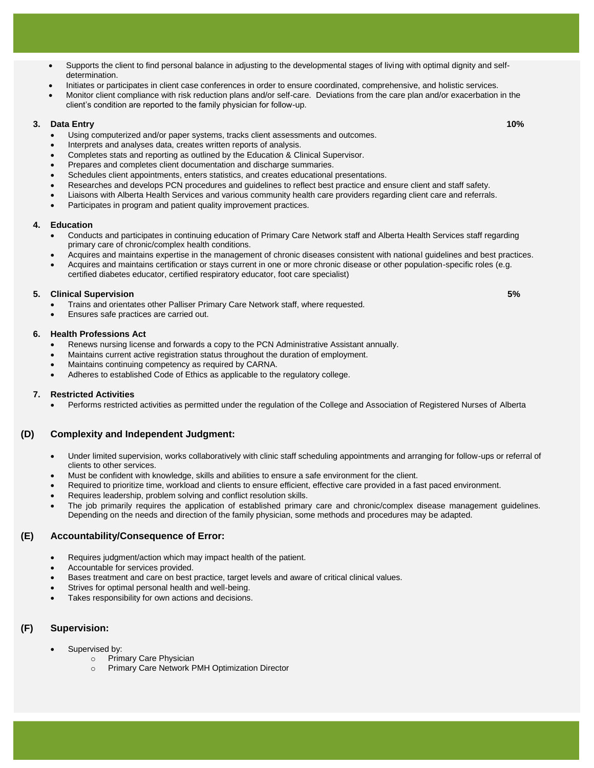- Supports the client to find personal balance in adjusting to the developmental stages of living with optimal dignity and self-determination.
- Initiates or participates in client case conferences in order to ensure coordinated, comprehensive, and holistic services.
- Monitor client compliance with risk reduction plans and/or self-care. Deviations from the care plan and/or exacerbation in the client's condition are reported to the family physician for follow-up.

**3. Data Entry** **10%**

- Using computerized and/or paper systems, tracks client assessments and outcomes.
- Interprets and analyses data, creates written reports of analysis.
- Completes stats and reporting as outlined by the Education & Clinical Supervisor.
- Prepares and completes client documentation and discharge summaries.
- Schedules client appointments, enters statistics, and creates educational presentations.
- Researches and develops PCN procedures and guidelines to reflect best practice and ensure client and staff safety.
- Liaisons with Alberta Health Services and various community health care providers regarding client care and referrals.
- Participates in program and patient quality improvement practices.

**4. Education**

- Conducts and participates in continuing education of Primary Care Network staff and Alberta Health Services staff regarding primary care of chronic/complex health conditions.
- Acquires and maintains expertise in the management of chronic diseases consistent with national guidelines and best practices.
- Acquires and maintains certification or stays current in one or more chronic disease or other population-specific roles (e.g. certified diabetes educator, certified respiratory educator, foot care specialist)

**5. Clinical Supervision** **5%**

- Trains and orientates other Palliser Primary Care Network staff, where requested.
- Ensures safe practices are carried out.

**6. Health Professions Act**

- Renews nursing license and forwards a copy to the PCN Administrative Assistant annually.
- Maintains current active registration status throughout the duration of employment.
- Maintains continuing competency as required by CARNA.
- Adheres to established Code of Ethics as applicable to the regulatory college.

**7. Restricted Activities**

- Performs restricted activities as permitted under the regulation of the College and Association of Registered Nurses of Alberta

## (D) Complexity and Independent Judgment:

- Under limited supervision, works collaboratively with clinic staff scheduling appointments and arranging for follow-ups or referral of clients to other services.
- Must be confident with knowledge, skills and abilities to ensure a safe environment for the client.
- Required to prioritize time, workload and clients to ensure efficient, effective care provided in a fast paced environment.
- Requires leadership, problem solving and conflict resolution skills.
- The job primarily requires the application of established primary care and chronic/complex disease management guidelines. Depending on the needs and direction of the family physician, some methods and procedures may be adapted.

## (E) Accountability/Consequence of Error:

- Requires judgment/action which may impact health of the patient.
- Accountable for services provided.
- Bases treatment and care on best practice, target levels and aware of critical clinical values.
- Strives for optimal personal health and well-being.
- Takes responsibility for own actions and decisions.

## (F) Supervision:

- Supervised by:
  - Primary Care Physician
  - Primary Care Network PMH Optimization Director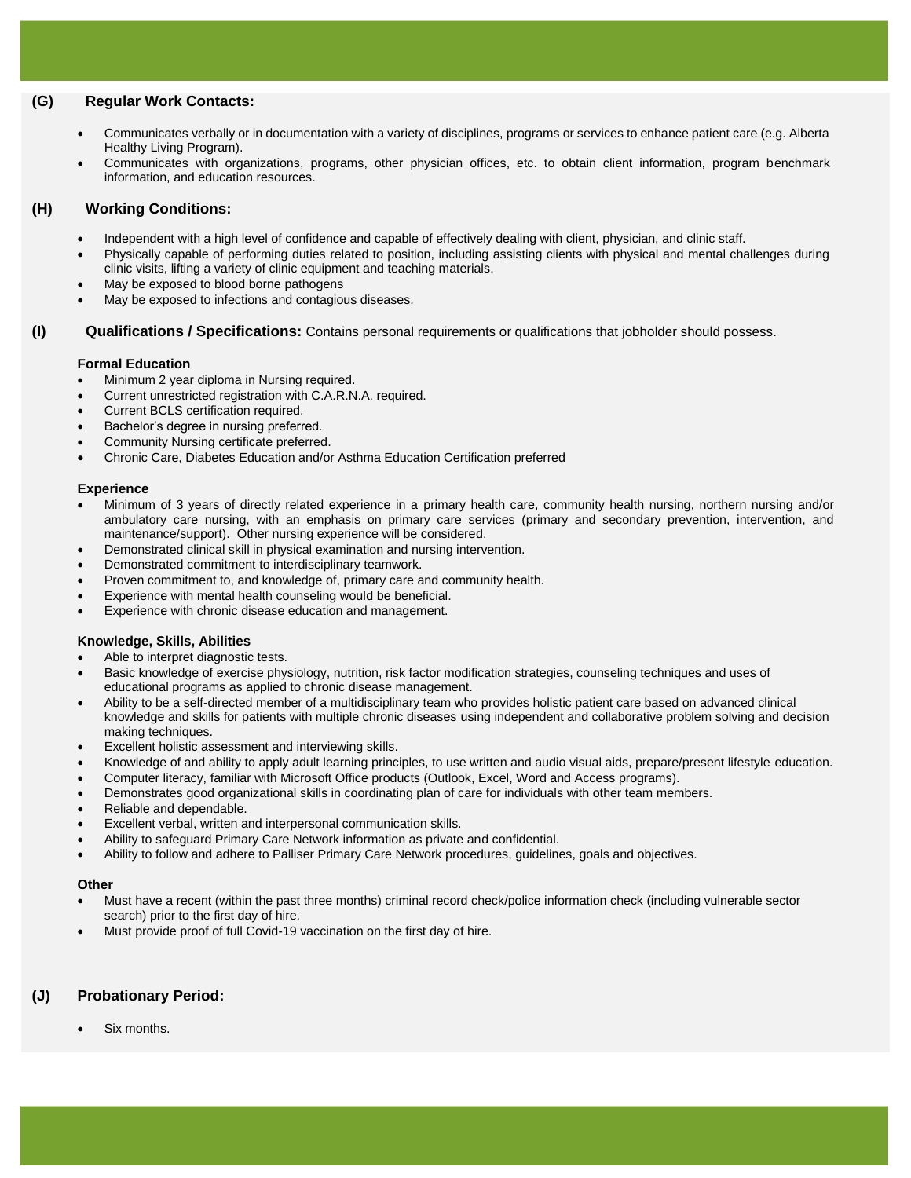## (G) Regular Work Contacts:

- Communicates verbally or in documentation with a variety of disciplines, programs or services to enhance patient care (e.g. Alberta Healthy Living Program).
- Communicates with organizations, programs, other physician offices, etc. to obtain client information, program benchmark information, and education resources.

## (H) Working Conditions:

- Independent with a high level of confidence and capable of effectively dealing with client, physician, and clinic staff.
- Physically capable of performing duties related to position, including assisting clients with physical and mental challenges during clinic visits, lifting a variety of clinic equipment and teaching materials.
- May be exposed to blood borne pathogens
- May be exposed to infections and contagious diseases.

## (I) Qualifications / Specifications: Contains personal requirements or qualifications that jobholder should possess.

### Formal Education

- Minimum 2 year diploma in Nursing required.
- Current unrestricted registration with C.A.R.N.A. required.
- Current BCLS certification required.
- Bachelor's degree in nursing preferred.
- Community Nursing certificate preferred.
- Chronic Care, Diabetes Education and/or Asthma Education Certification preferred

### Experience

- Minimum of 3 years of directly related experience in a primary health care, community health nursing, northern nursing and/or ambulatory care nursing, with an emphasis on primary care services (primary and secondary prevention, intervention, and maintenance/support). Other nursing experience will be considered.
- Demonstrated clinical skill in physical examination and nursing intervention.
- Demonstrated commitment to interdisciplinary teamwork.
- Proven commitment to, and knowledge of, primary care and community health.
- Experience with mental health counseling would be beneficial.
- Experience with chronic disease education and management.

### Knowledge, Skills, Abilities

- Able to interpret diagnostic tests.
- Basic knowledge of exercise physiology, nutrition, risk factor modification strategies, counseling techniques and uses of educational programs as applied to chronic disease management.
- Ability to be a self-directed member of a multidisciplinary team who provides holistic patient care based on advanced clinical knowledge and skills for patients with multiple chronic diseases using independent and collaborative problem solving and decision making techniques.
- Excellent holistic assessment and interviewing skills.
- Knowledge of and ability to apply adult learning principles, to use written and audio visual aids, prepare/present lifestyle education.
- Computer literacy, familiar with Microsoft Office products (Outlook, Excel, Word and Access programs).
- Demonstrates good organizational skills in coordinating plan of care for individuals with other team members.
- Reliable and dependable.
- Excellent verbal, written and interpersonal communication skills.
- Ability to safeguard Primary Care Network information as private and confidential.
- Ability to follow and adhere to Palliser Primary Care Network procedures, guidelines, goals and objectives.

### Other

- Must have a recent (within the past three months) criminal record check/police information check (including vulnerable sector search) prior to the first day of hire.
- Must provide proof of full Covid-19 vaccination on the first day of hire.

## (J) Probationary Period:

- Six months.